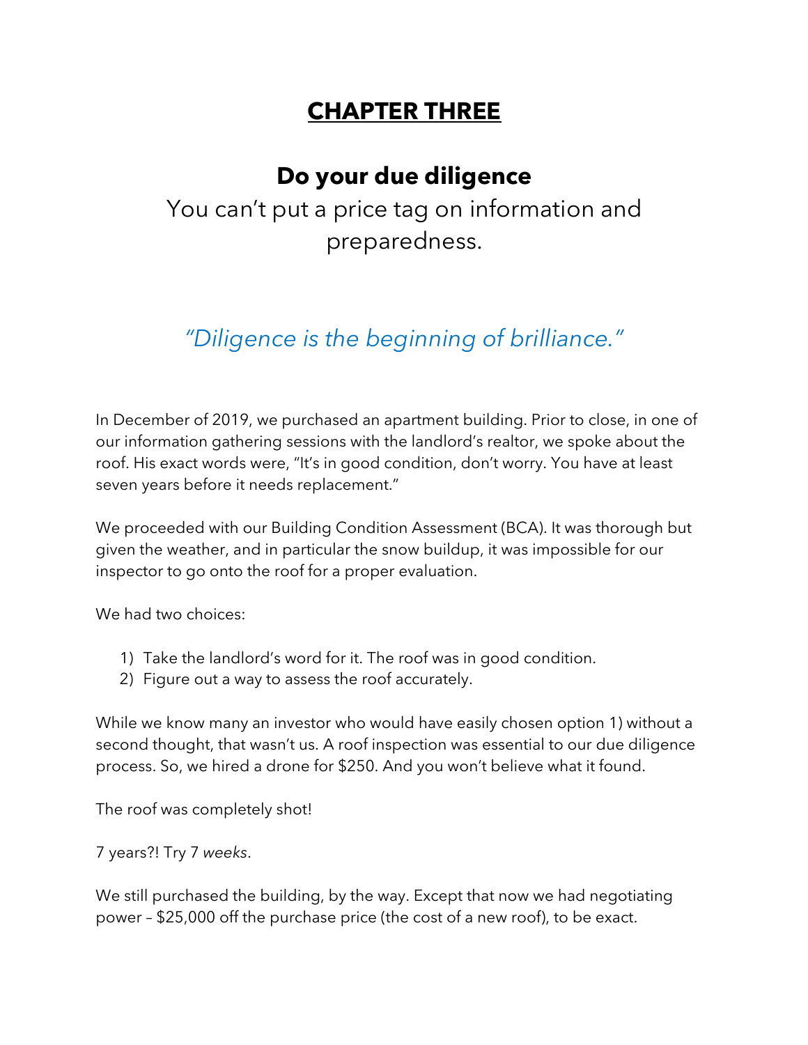# CHAPTER THREE

## Do your due diligence

You can't put a price tag on information and preparedness.

*"Diligence is the beginning of brilliance."*

In December of 2019, we purchased an apartment building. Prior to close, in one of our information gathering sessions with the landlord's realtor, we spoke about the roof. His exact words were, "It's in good condition, don't worry. You have at least seven years before it needs replacement."

We proceeded with our Building Condition Assessment (BCA). It was thorough but given the weather, and in particular the snow buildup, it was impossible for our inspector to go onto the roof for a proper evaluation.

We had two choices:

1) Take the landlord's word for it. The roof was in good condition.
2) Figure out a way to assess the roof accurately.

While we know many an investor who would have easily chosen option 1) without a second thought, that wasn't us. A roof inspection was essential to our due diligence process. So, we hired a drone for $250. And you won't believe what it found.

The roof was completely shot!

7 years?! Try 7 *weeks*.

We still purchased the building, by the way. Except that now we had negotiating power – $25,000 off the purchase price (the cost of a new roof), to be exact.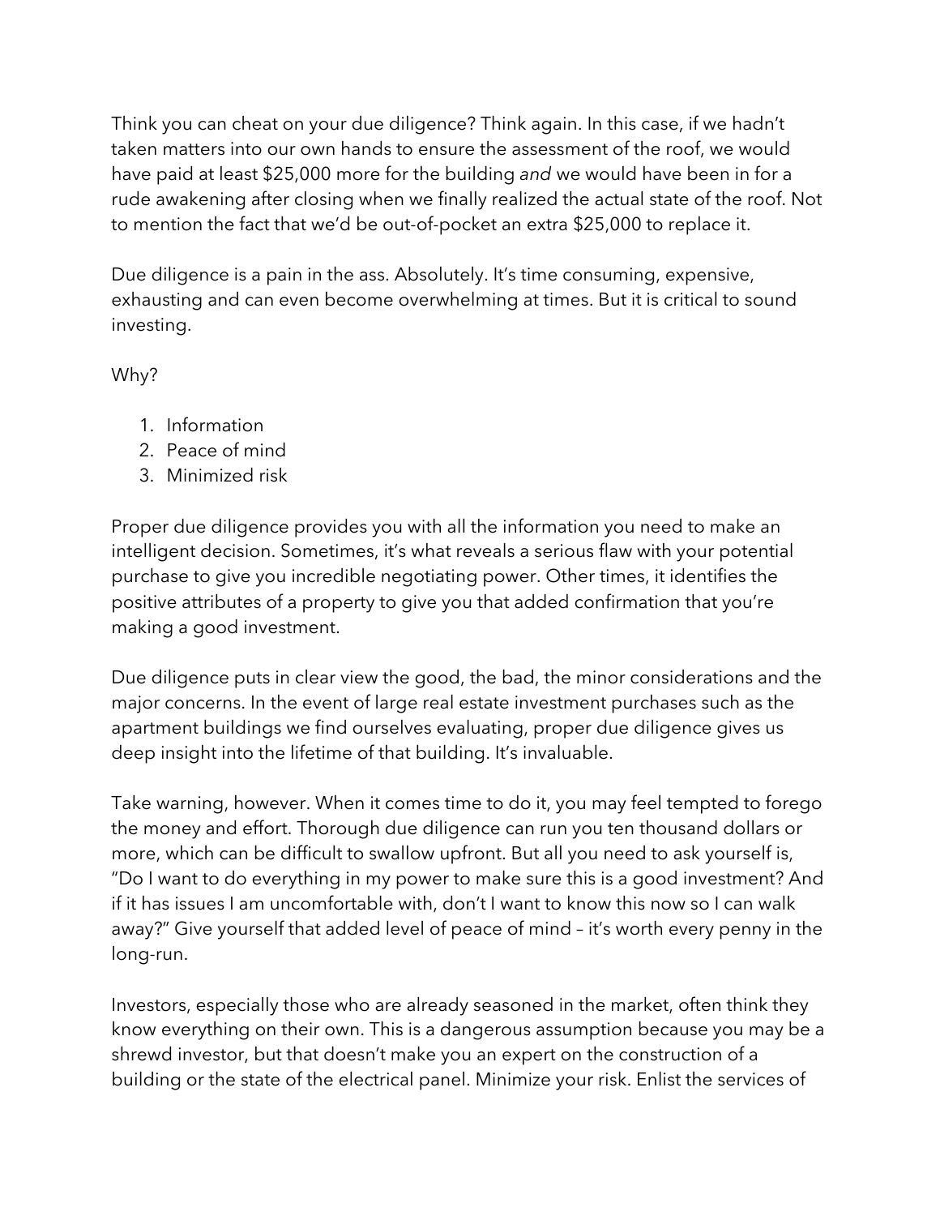Think you can cheat on your due diligence? Think again. In this case, if we hadn't taken matters into our own hands to ensure the assessment of the roof, we would have paid at least $25,000 more for the building *and* we would have been in for a rude awakening after closing when we finally realized the actual state of the roof. Not to mention the fact that we'd be out-of-pocket an extra $25,000 to replace it.

Due diligence is a pain in the ass. Absolutely. It's time consuming, expensive, exhausting and can even become overwhelming at times. But it is critical to sound investing.

Why?

1. Information
2. Peace of mind
3. Minimized risk

Proper due diligence provides you with all the information you need to make an intelligent decision. Sometimes, it's what reveals a serious flaw with your potential purchase to give you incredible negotiating power. Other times, it identifies the positive attributes of a property to give you that added confirmation that you're making a good investment.

Due diligence puts in clear view the good, the bad, the minor considerations and the major concerns. In the event of large real estate investment purchases such as the apartment buildings we find ourselves evaluating, proper due diligence gives us deep insight into the lifetime of that building. It's invaluable.

Take warning, however. When it comes time to do it, you may feel tempted to forego the money and effort. Thorough due diligence can run you ten thousand dollars or more, which can be difficult to swallow upfront. But all you need to ask yourself is, "Do I want to do everything in my power to make sure this is a good investment? And if it has issues I am uncomfortable with, don't I want to know this now so I can walk away?" Give yourself that added level of peace of mind – it's worth every penny in the long-run.

Investors, especially those who are already seasoned in the market, often think they know everything on their own. This is a dangerous assumption because you may be a shrewd investor, but that doesn't make you an expert on the construction of a building or the state of the electrical panel. Minimize your risk. Enlist the services of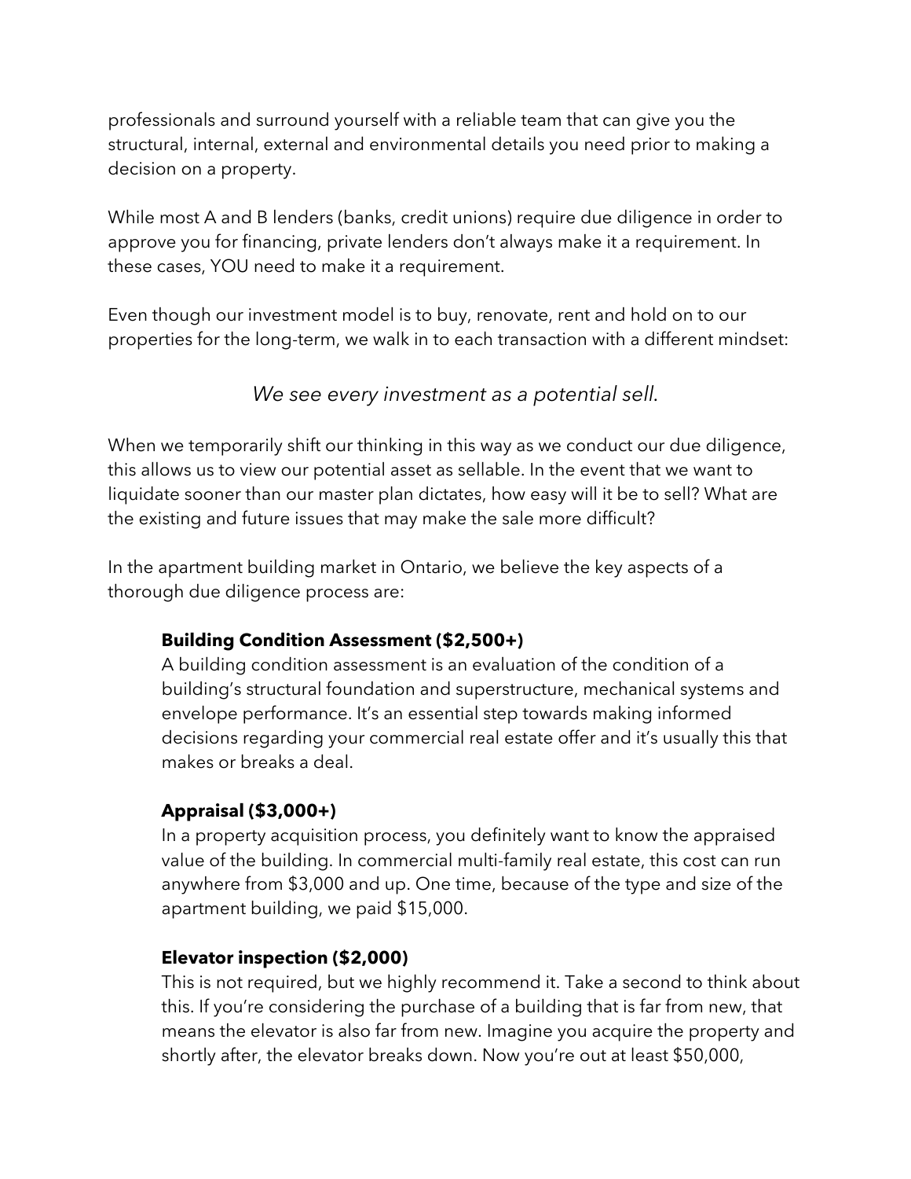professionals and surround yourself with a reliable team that can give you the structural, internal, external and environmental details you need prior to making a decision on a property.

While most A and B lenders (banks, credit unions) require due diligence in order to approve you for financing, private lenders don't always make it a requirement. In these cases, YOU need to make it a requirement.

Even though our investment model is to buy, renovate, rent and hold on to our properties for the long-term, we walk in to each transaction with a different mindset:

*We see every investment as a potential sell.*

When we temporarily shift our thinking in this way as we conduct our due diligence, this allows us to view our potential asset as sellable. In the event that we want to liquidate sooner than our master plan dictates, how easy will it be to sell? What are the existing and future issues that may make the sale more difficult?

In the apartment building market in Ontario, we believe the key aspects of a thorough due diligence process are:

**Building Condition Assessment ($2,500+)**
A building condition assessment is an evaluation of the condition of a building's structural foundation and superstructure, mechanical systems and envelope performance. It's an essential step towards making informed decisions regarding your commercial real estate offer and it's usually this that makes or breaks a deal.

**Appraisal ($3,000+)**
In a property acquisition process, you definitely want to know the appraised value of the building. In commercial multi-family real estate, this cost can run anywhere from $3,000 and up. One time, because of the type and size of the apartment building, we paid $15,000.

**Elevator inspection ($2,000)**
This is not required, but we highly recommend it. Take a second to think about this. If you're considering the purchase of a building that is far from new, that means the elevator is also far from new. Imagine you acquire the property and shortly after, the elevator breaks down. Now you're out at least $50,000,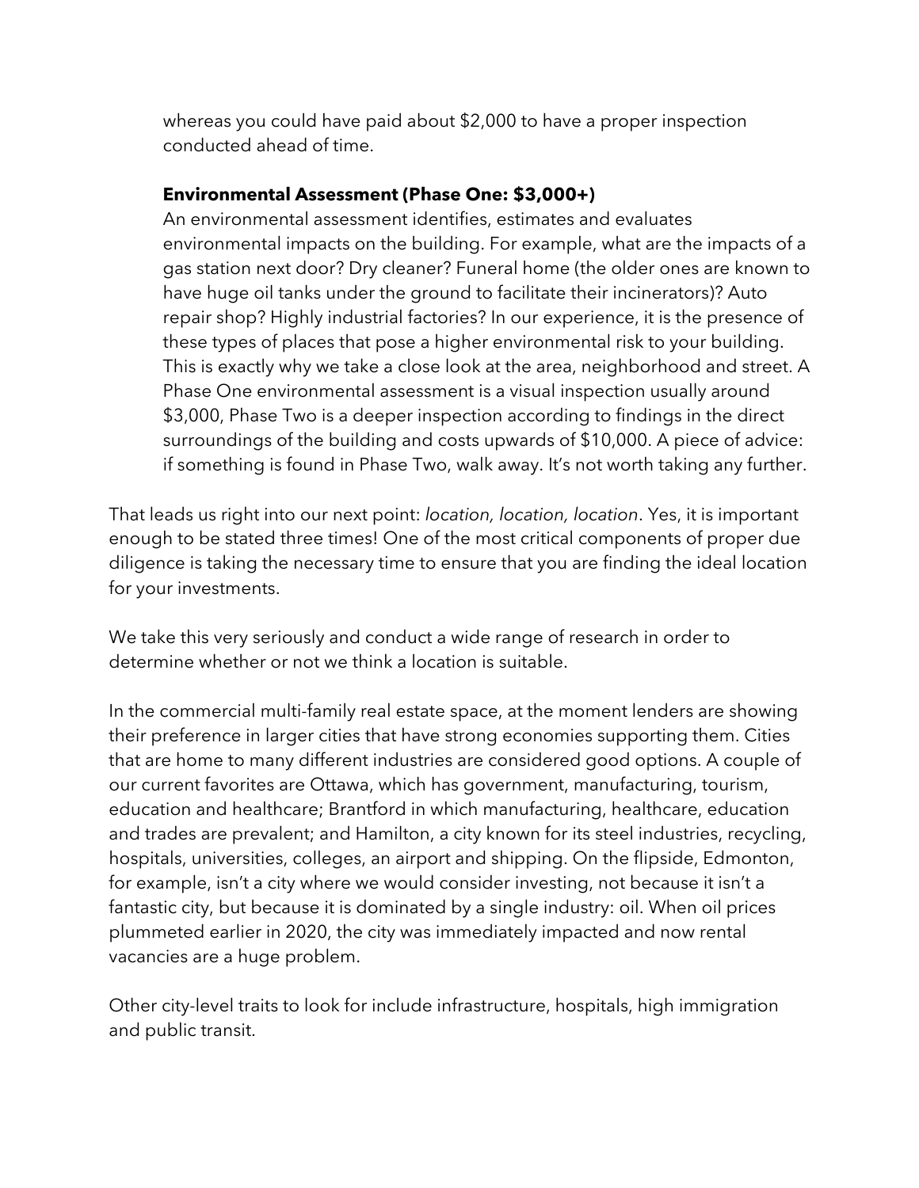whereas you could have paid about $2,000 to have a proper inspection conducted ahead of time.

**Environmental Assessment (Phase One: $3,000+)**
An environmental assessment identifies, estimates and evaluates environmental impacts on the building. For example, what are the impacts of a gas station next door? Dry cleaner? Funeral home (the older ones are known to have huge oil tanks under the ground to facilitate their incinerators)? Auto repair shop? Highly industrial factories? In our experience, it is the presence of these types of places that pose a higher environmental risk to your building. This is exactly why we take a close look at the area, neighborhood and street. A Phase One environmental assessment is a visual inspection usually around $3,000, Phase Two is a deeper inspection according to findings in the direct surroundings of the building and costs upwards of $10,000. A piece of advice: if something is found in Phase Two, walk away. It's not worth taking any further.

That leads us right into our next point: *location, location, location*. Yes, it is important enough to be stated three times! One of the most critical components of proper due diligence is taking the necessary time to ensure that you are finding the ideal location for your investments.

We take this very seriously and conduct a wide range of research in order to determine whether or not we think a location is suitable.

In the commercial multi-family real estate space, at the moment lenders are showing their preference in larger cities that have strong economies supporting them. Cities that are home to many different industries are considered good options. A couple of our current favorites are Ottawa, which has government, manufacturing, tourism, education and healthcare; Brantford in which manufacturing, healthcare, education and trades are prevalent; and Hamilton, a city known for its steel industries, recycling, hospitals, universities, colleges, an airport and shipping. On the flipside, Edmonton, for example, isn't a city where we would consider investing, not because it isn't a fantastic city, but because it is dominated by a single industry: oil. When oil prices plummeted earlier in 2020, the city was immediately impacted and now rental vacancies are a huge problem.

Other city-level traits to look for include infrastructure, hospitals, high immigration and public transit.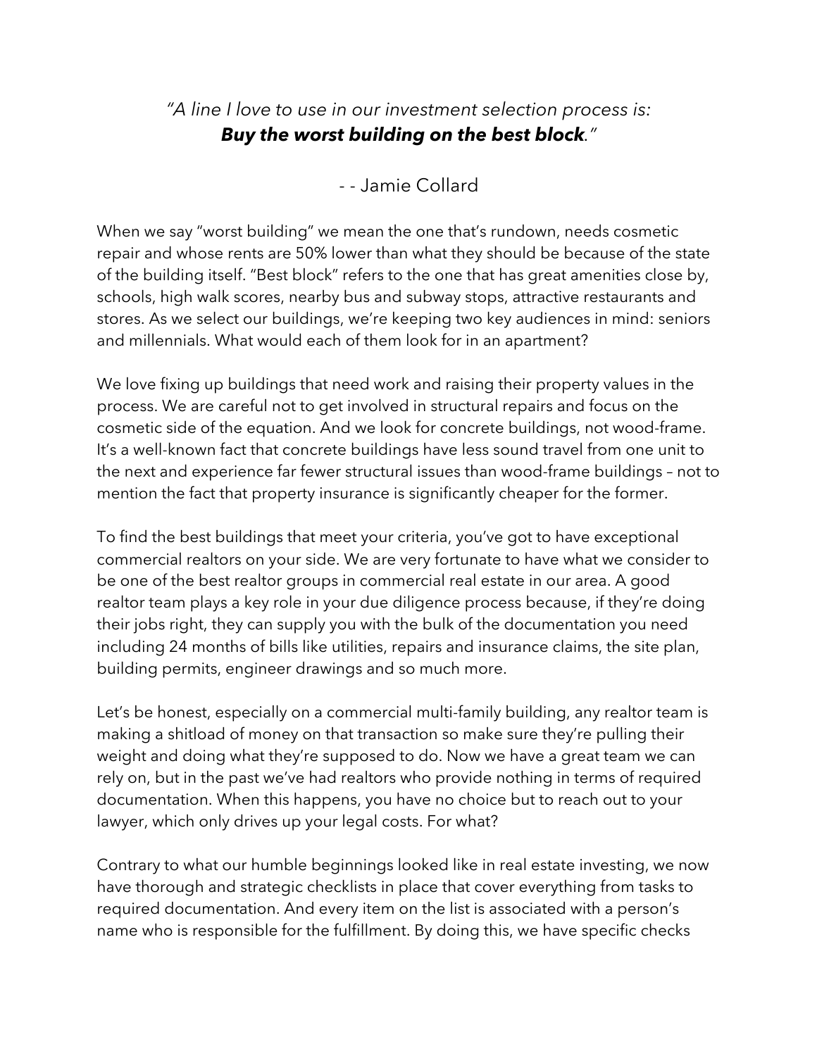*"A line I love to use in our investment selection process is:*
***Buy the worst building on the best block**."*

- - Jamie Collard

When we say "worst building" we mean the one that's rundown, needs cosmetic repair and whose rents are 50% lower than what they should be because of the state of the building itself. "Best block" refers to the one that has great amenities close by, schools, high walk scores, nearby bus and subway stops, attractive restaurants and stores. As we select our buildings, we're keeping two key audiences in mind: seniors and millennials. What would each of them look for in an apartment?

We love fixing up buildings that need work and raising their property values in the process. We are careful not to get involved in structural repairs and focus on the cosmetic side of the equation. And we look for concrete buildings, not wood-frame. It's a well-known fact that concrete buildings have less sound travel from one unit to the next and experience far fewer structural issues than wood-frame buildings – not to mention the fact that property insurance is significantly cheaper for the former.

To find the best buildings that meet your criteria, you've got to have exceptional commercial realtors on your side. We are very fortunate to have what we consider to be one of the best realtor groups in commercial real estate in our area. A good realtor team plays a key role in your due diligence process because, if they're doing their jobs right, they can supply you with the bulk of the documentation you need including 24 months of bills like utilities, repairs and insurance claims, the site plan, building permits, engineer drawings and so much more.

Let's be honest, especially on a commercial multi-family building, any realtor team is making a shitload of money on that transaction so make sure they're pulling their weight and doing what they're supposed to do. Now we have a great team we can rely on, but in the past we've had realtors who provide nothing in terms of required documentation. When this happens, you have no choice but to reach out to your lawyer, which only drives up your legal costs. For what?

Contrary to what our humble beginnings looked like in real estate investing, we now have thorough and strategic checklists in place that cover everything from tasks to required documentation. And every item on the list is associated with a person's name who is responsible for the fulfillment. By doing this, we have specific checks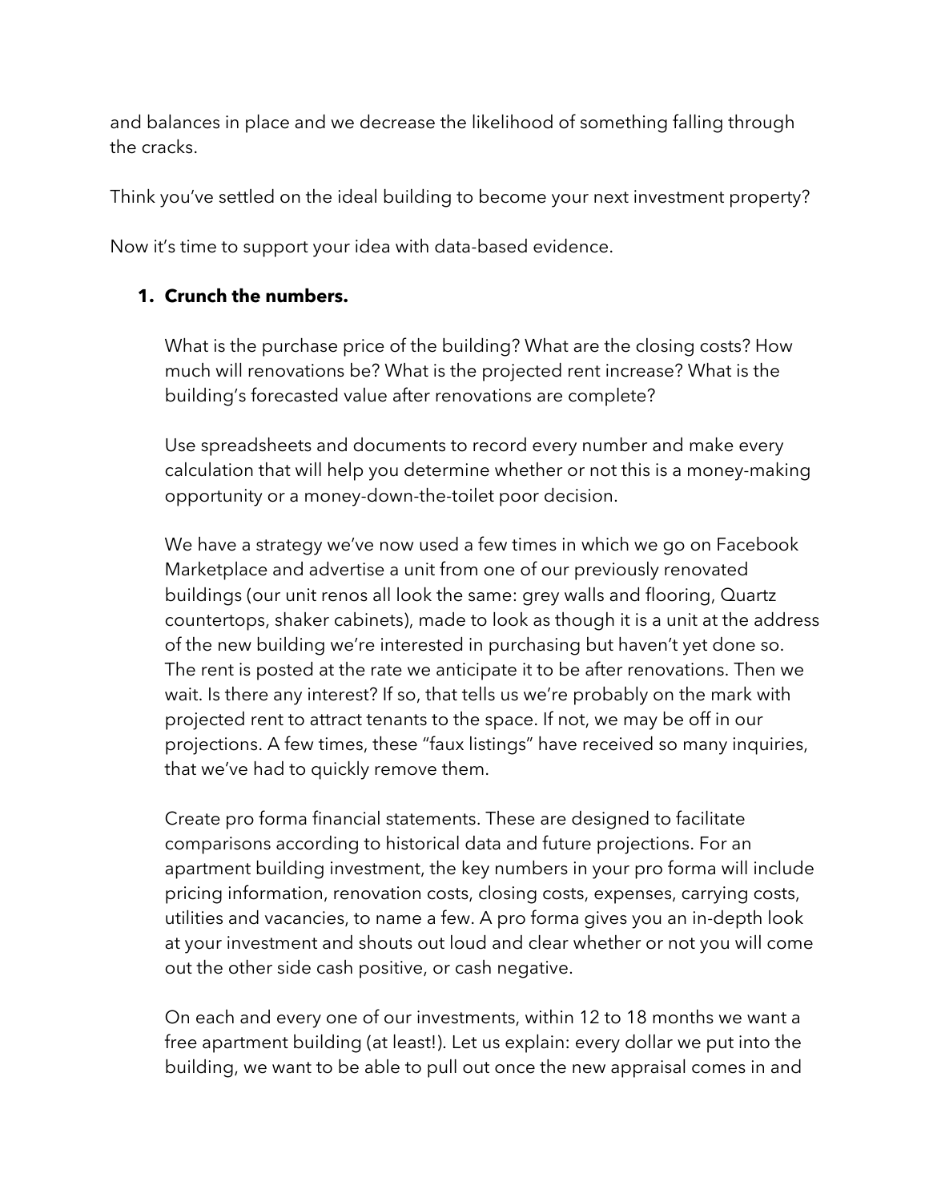and balances in place and we decrease the likelihood of something falling through the cracks.

Think you've settled on the ideal building to become your next investment property?

Now it's time to support your idea with data-based evidence.

1. **Crunch the numbers.**

   What is the purchase price of the building? What are the closing costs? How much will renovations be? What is the projected rent increase? What is the building's forecasted value after renovations are complete?

   Use spreadsheets and documents to record every number and make every calculation that will help you determine whether or not this is a money-making opportunity or a money-down-the-toilet poor decision.

   We have a strategy we've now used a few times in which we go on Facebook Marketplace and advertise a unit from one of our previously renovated buildings (our unit renos all look the same: grey walls and flooring, Quartz countertops, shaker cabinets), made to look as though it is a unit at the address of the new building we're interested in purchasing but haven't yet done so. The rent is posted at the rate we anticipate it to be after renovations. Then we wait. Is there any interest? If so, that tells us we're probably on the mark with projected rent to attract tenants to the space. If not, we may be off in our projections. A few times, these "faux listings" have received so many inquiries, that we've had to quickly remove them.

   Create pro forma financial statements. These are designed to facilitate comparisons according to historical data and future projections. For an apartment building investment, the key numbers in your pro forma will include pricing information, renovation costs, closing costs, expenses, carrying costs, utilities and vacancies, to name a few. A pro forma gives you an in-depth look at your investment and shouts out loud and clear whether or not you will come out the other side cash positive, or cash negative.

   On each and every one of our investments, within 12 to 18 months we want a free apartment building (at least!). Let us explain: every dollar we put into the building, we want to be able to pull out once the new appraisal comes in and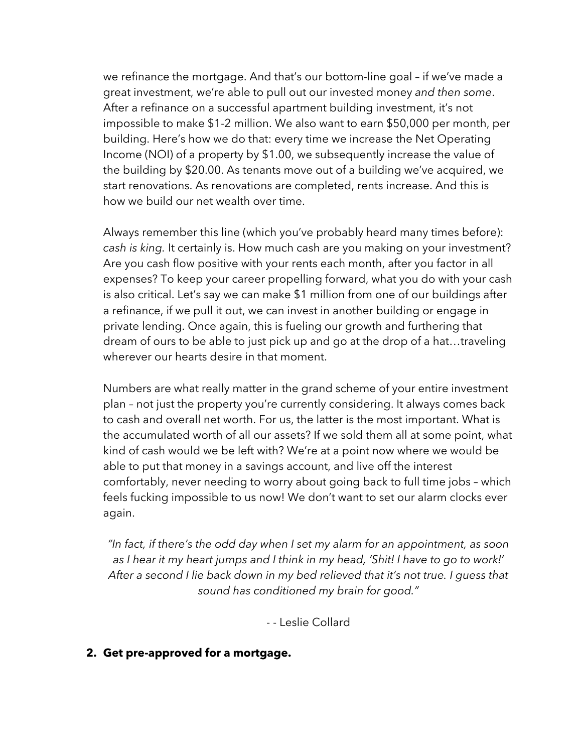we refinance the mortgage. And that's our bottom-line goal – if we've made a great investment, we're able to pull out our invested money *and then some*. After a refinance on a successful apartment building investment, it's not impossible to make $1-2 million. We also want to earn $50,000 per month, per building. Here's how we do that: every time we increase the Net Operating Income (NOI) of a property by $1.00, we subsequently increase the value of the building by $20.00. As tenants move out of a building we've acquired, we start renovations. As renovations are completed, rents increase. And this is how we build our net wealth over time.

Always remember this line (which you've probably heard many times before): *cash is king.* It certainly is. How much cash are you making on your investment? Are you cash flow positive with your rents each month, after you factor in all expenses? To keep your career propelling forward, what you do with your cash is also critical. Let's say we can make $1 million from one of our buildings after a refinance, if we pull it out, we can invest in another building or engage in private lending. Once again, this is fueling our growth and furthering that dream of ours to be able to just pick up and go at the drop of a hat…traveling wherever our hearts desire in that moment.

Numbers are what really matter in the grand scheme of your entire investment plan – not just the property you're currently considering. It always comes back to cash and overall net worth. For us, the latter is the most important. What is the accumulated worth of all our assets? If we sold them all at some point, what kind of cash would we be left with? We're at a point now where we would be able to put that money in a savings account, and live off the interest comfortably, never needing to worry about going back to full time jobs – which feels fucking impossible to us now! We don't want to set our alarm clocks ever again.

*"In fact, if there's the odd day when I set my alarm for an appointment, as soon as I hear it my heart jumps and I think in my head, 'Shit! I have to go to work!' After a second I lie back down in my bed relieved that it's not true. I guess that sound has conditioned my brain for good."*

- - Leslie Collard

**2. Get pre-approved for a mortgage.**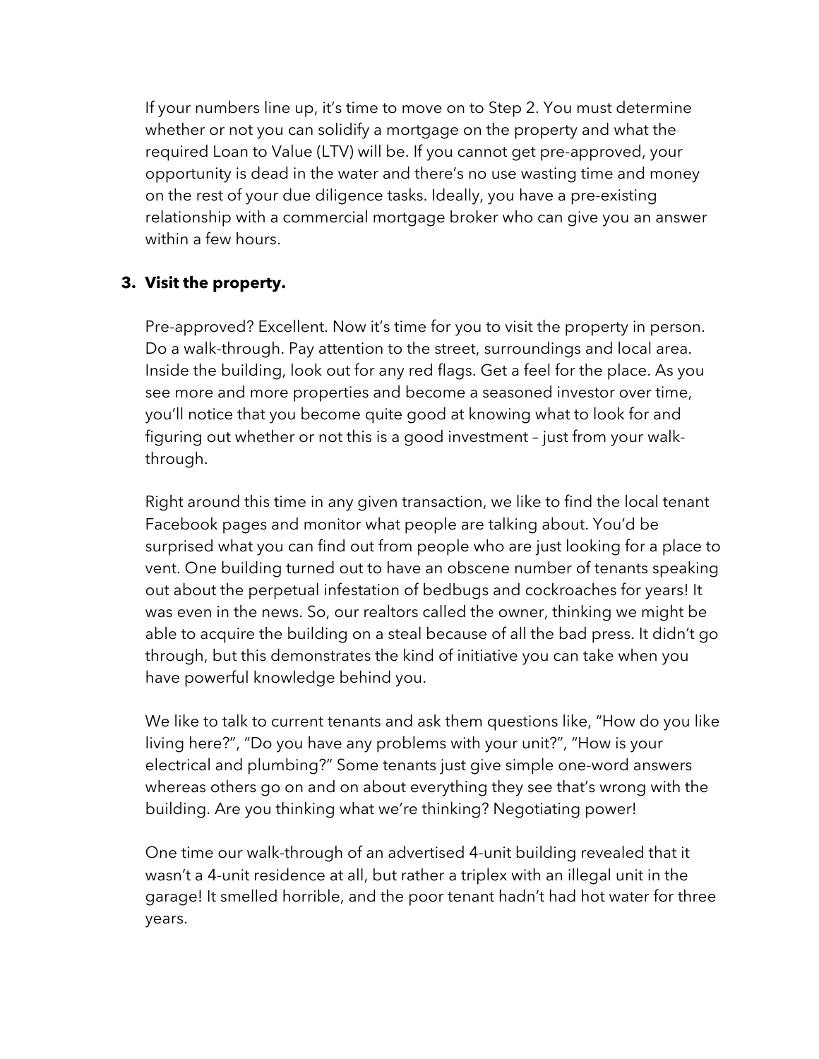If your numbers line up, it's time to move on to Step 2. You must determine whether or not you can solidify a mortgage on the property and what the required Loan to Value (LTV) will be. If you cannot get pre-approved, your opportunity is dead in the water and there's no use wasting time and money on the rest of your due diligence tasks. Ideally, you have a pre-existing relationship with a commercial mortgage broker who can give you an answer within a few hours.

3. **Visit the property.**

   Pre-approved? Excellent. Now it's time for you to visit the property in person. Do a walk-through. Pay attention to the street, surroundings and local area. Inside the building, look out for any red flags. Get a feel for the place. As you see more and more properties and become a seasoned investor over time, you'll notice that you become quite good at knowing what to look for and figuring out whether or not this is a good investment – just from your walk-through.

   Right around this time in any given transaction, we like to find the local tenant Facebook pages and monitor what people are talking about. You'd be surprised what you can find out from people who are just looking for a place to vent. One building turned out to have an obscene number of tenants speaking out about the perpetual infestation of bedbugs and cockroaches for years! It was even in the news. So, our realtors called the owner, thinking we might be able to acquire the building on a steal because of all the bad press. It didn't go through, but this demonstrates the kind of initiative you can take when you have powerful knowledge behind you.

   We like to talk to current tenants and ask them questions like, "How do you like living here?", "Do you have any problems with your unit?", "How is your electrical and plumbing?" Some tenants just give simple one-word answers whereas others go on and on about everything they see that's wrong with the building. Are you thinking what we're thinking? Negotiating power!

   One time our walk-through of an advertised 4-unit building revealed that it wasn't a 4-unit residence at all, but rather a triplex with an illegal unit in the garage! It smelled horrible, and the poor tenant hadn't had hot water for three years.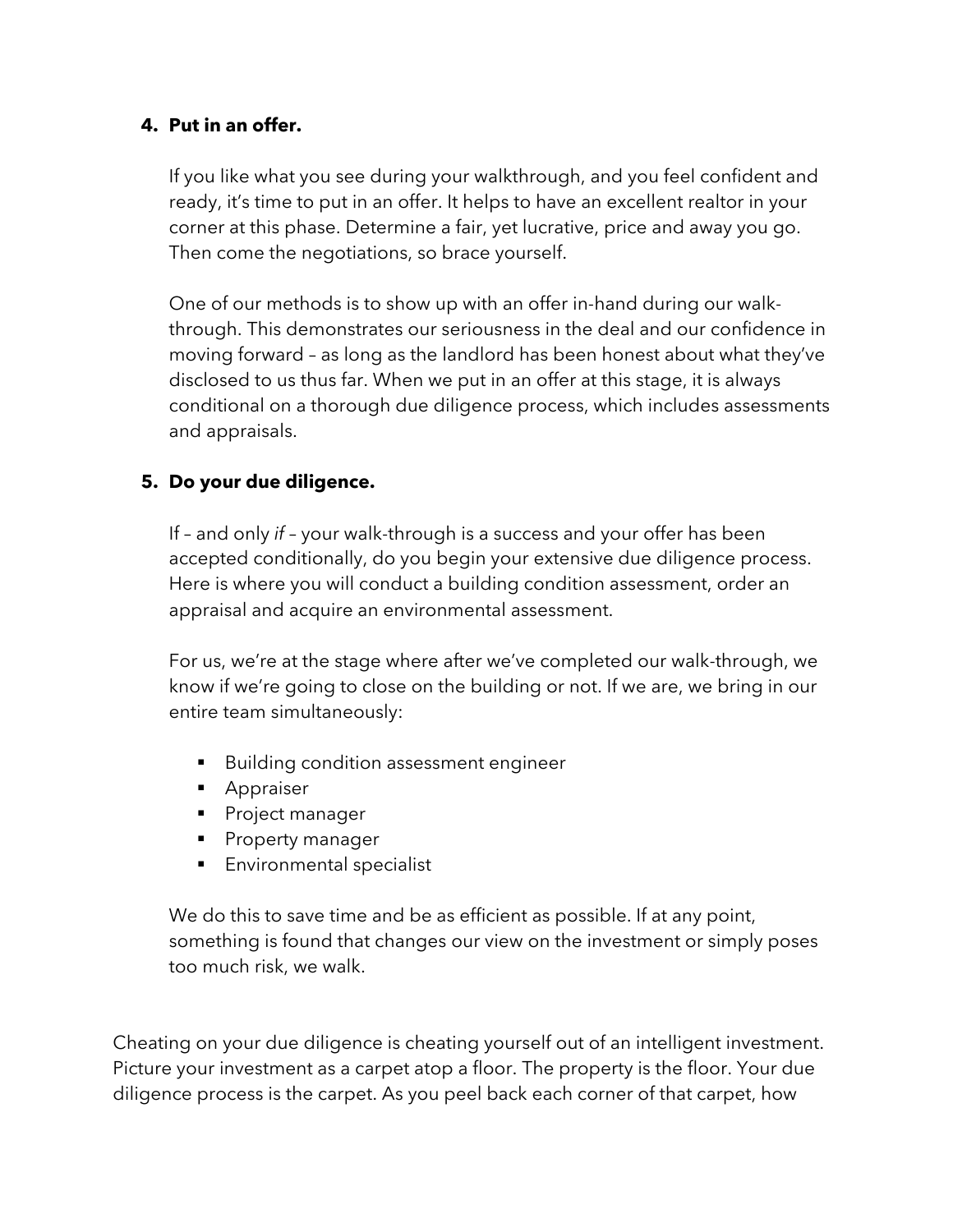4. **Put in an offer.**

   If you like what you see during your walkthrough, and you feel confident and ready, it's time to put in an offer. It helps to have an excellent realtor in your corner at this phase. Determine a fair, yet lucrative, price and away you go. Then come the negotiations, so brace yourself.

   One of our methods is to show up with an offer in-hand during our walk-through. This demonstrates our seriousness in the deal and our confidence in moving forward – as long as the landlord has been honest about what they've disclosed to us thus far. When we put in an offer at this stage, it is always conditional on a thorough due diligence process, which includes assessments and appraisals.

5. **Do your due diligence.**

   If – and only *if* – your walk-through is a success and your offer has been accepted conditionally, do you begin your extensive due diligence process. Here is where you will conduct a building condition assessment, order an appraisal and acquire an environmental assessment.

   For us, we're at the stage where after we've completed our walk-through, we know if we're going to close on the building or not. If we are, we bring in our entire team simultaneously:

   - Building condition assessment engineer
   - Appraiser
   - Project manager
   - Property manager
   - Environmental specialist

   We do this to save time and be as efficient as possible. If at any point, something is found that changes our view on the investment or simply poses too much risk, we walk.

Cheating on your due diligence is cheating yourself out of an intelligent investment. Picture your investment as a carpet atop a floor. The property is the floor. Your due diligence process is the carpet. As you peel back each corner of that carpet, how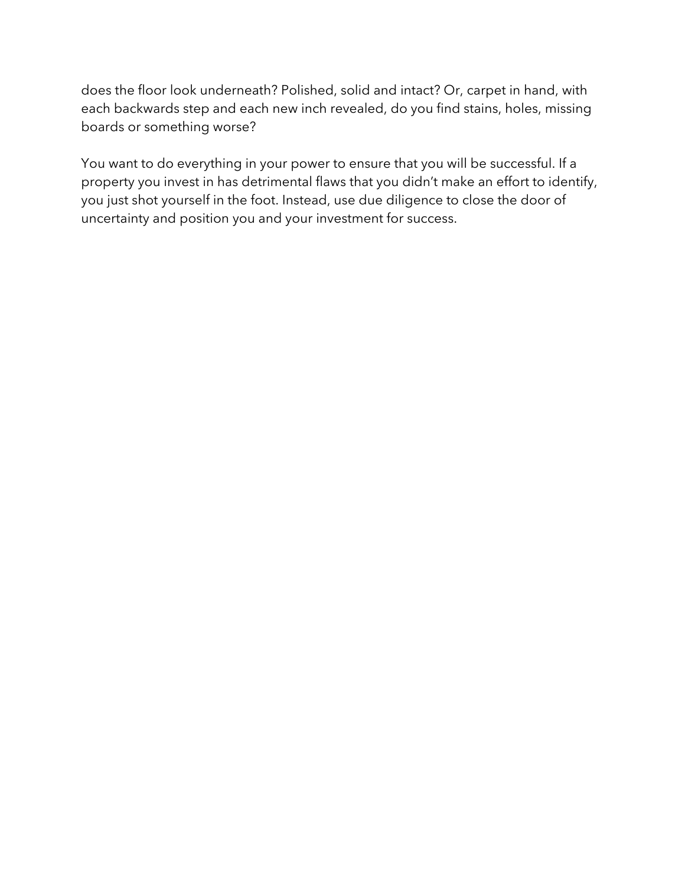does the floor look underneath? Polished, solid and intact? Or, carpet in hand, with each backwards step and each new inch revealed, do you find stains, holes, missing boards or something worse?

You want to do everything in your power to ensure that you will be successful. If a property you invest in has detrimental flaws that you didn't make an effort to identify, you just shot yourself in the foot. Instead, use due diligence to close the door of uncertainty and position you and your investment for success.